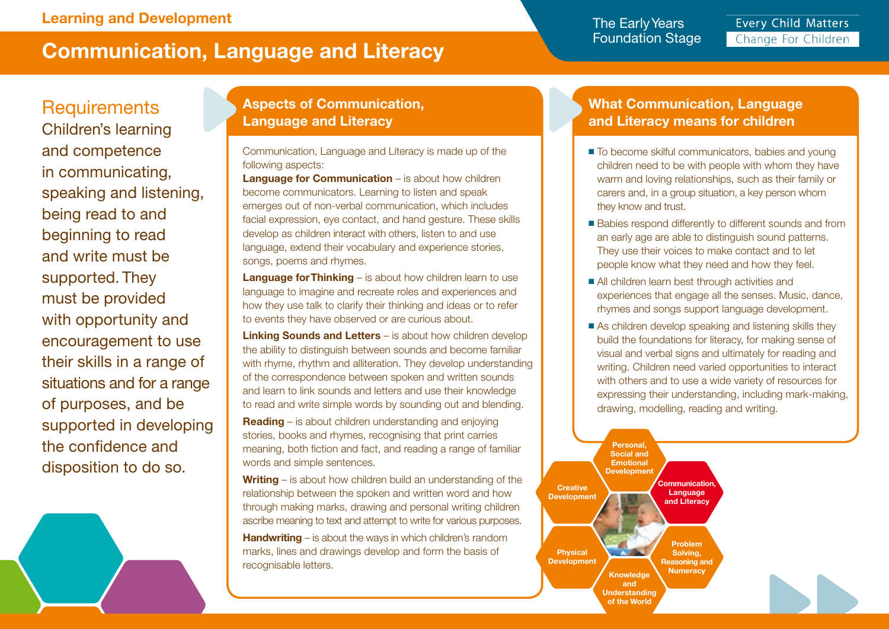Learning and Development

# Communication, Language and Literacy

The Early Years Foundation Stage

Every Child Matters
Change For Children

## Requirements

Children's learning and competence in communicating, speaking and listening, being read to and beginning to read and write must be supported. They must be provided with opportunity and encouragement to use their skills in a range of situations and for a range of purposes, and be supported in developing the confidence and disposition to do so.

## Aspects of Communication, Language and Literacy

Communication, Language and Literacy is made up of the following aspects:

**Language for Communication** – is about how children become communicators. Learning to listen and speak emerges out of non-verbal communication, which includes facial expression, eye contact, and hand gesture. These skills develop as children interact with others, listen to and use language, extend their vocabulary and experience stories, songs, poems and rhymes.

**Language for Thinking** – is about how children learn to use language to imagine and recreate roles and experiences and how they use talk to clarify their thinking and ideas or to refer to events they have observed or are curious about.

**Linking Sounds and Letters** – is about how children develop the ability to distinguish between sounds and become familiar with rhyme, rhythm and alliteration. They develop understanding of the correspondence between spoken and written sounds and learn to link sounds and letters and use their knowledge to read and write simple words by sounding out and blending.

**Reading** – is about children understanding and enjoying stories, books and rhymes, recognising that print carries meaning, both fiction and fact, and reading a range of familiar words and simple sentences.

**Writing** – is about how children build an understanding of the relationship between the spoken and written word and how through making marks, drawing and personal writing children ascribe meaning to text and attempt to write for various purposes.

**Handwriting** – is about the ways in which children's random marks, lines and drawings develop and form the basis of recognisable letters.

## What Communication, Language and Literacy means for children

- To become skilful communicators, babies and young children need to be with people with whom they have warm and loving relationships, such as their family or carers and, in a group situation, a key person whom they know and trust.
- Babies respond differently to different sounds and from an early age are able to distinguish sound patterns. They use their voices to make contact and to let people know what they need and how they feel.
- All children learn best through activities and experiences that engage all the senses. Music, dance, rhymes and songs support language development.
- As children develop speaking and listening skills they build the foundations for literacy, for making sense of visual and verbal signs and ultimately for reading and writing. Children need varied opportunities to interact with others and to use a wide variety of resources for expressing their understanding, including mark-making, drawing, modelling, reading and writing.

Personal, Social and Emotional Development
Communication, Language and Literacy
Problem Solving, Reasoning and Numeracy
Knowledge and Understanding of the World
Physical Development
Creative Development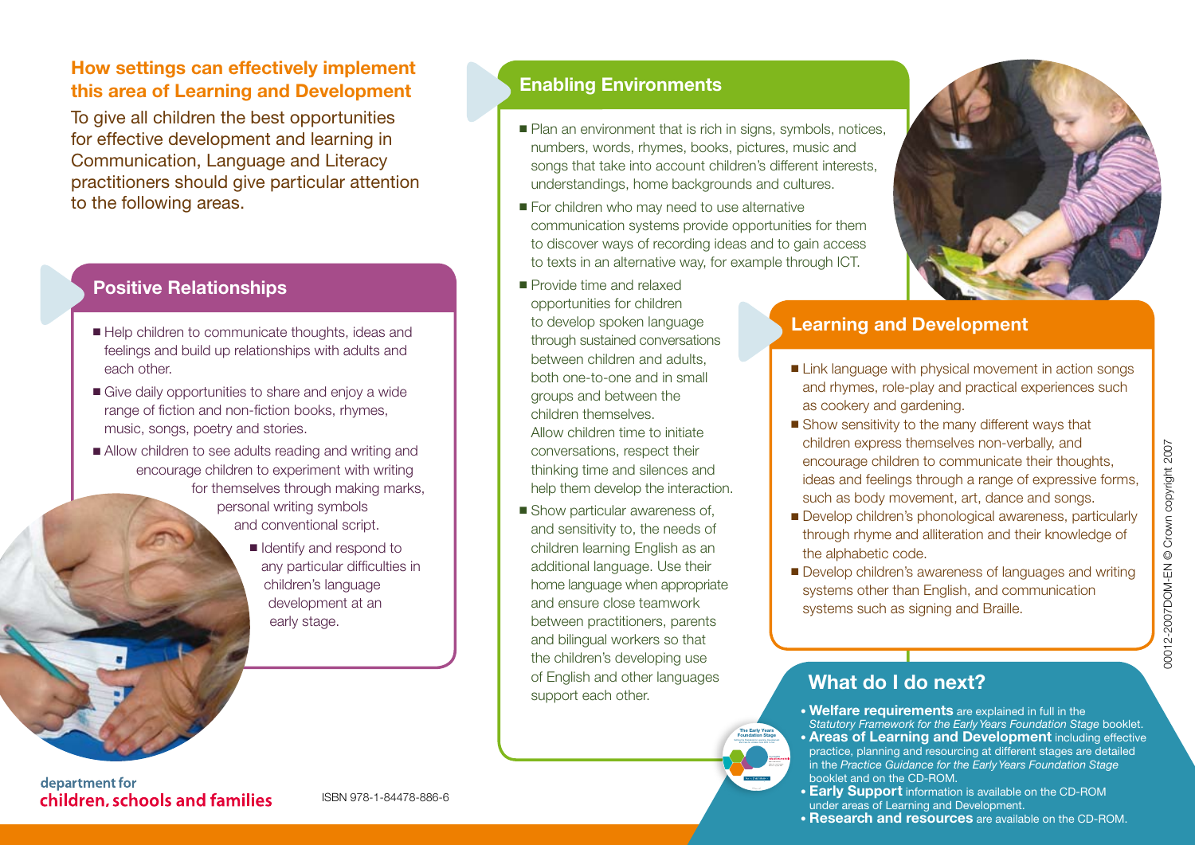## How settings can effectively implement this area of Learning and Development

To give all children the best opportunities for effective development and learning in Communication, Language and Literacy practitioners should give particular attention to the following areas.

### Positive Relationships

- Help children to communicate thoughts, ideas and feelings and build up relationships with adults and each other.
- Give daily opportunities to share and enjoy a wide range of fiction and non-fiction books, rhymes, music, songs, poetry and stories.
- Allow children to see adults reading and writing and encourage children to experiment with writing for themselves through making marks, personal writing symbols and conventional script.
- Identify and respond to any particular difficulties in children's language development at an early stage.

### Enabling Environments

- Plan an environment that is rich in signs, symbols, notices, numbers, words, rhymes, books, pictures, music and songs that take into account children's different interests, understandings, home backgrounds and cultures.
- For children who may need to use alternative communication systems provide opportunities for them to discover ways of recording ideas and to gain access to texts in an alternative way, for example through ICT.
- Provide time and relaxed opportunities for children to develop spoken language through sustained conversations between children and adults, both one-to-one and in small groups and between the children themselves. Allow children time to initiate conversations, respect their thinking time and silences and help them develop the interaction.
- Show particular awareness of, and sensitivity to, the needs of children learning English as an additional language. Use their home language when appropriate and ensure close teamwork between practitioners, parents and bilingual workers so that the children's developing use of English and other languages support each other.

### Learning and Development

- Link language with physical movement in action songs and rhymes, role-play and practical experiences such as cookery and gardening.
- Show sensitivity to the many different ways that children express themselves non-verbally, and encourage children to communicate their thoughts, ideas and feelings through a range of expressive forms, such as body movement, art, dance and songs.
- Develop children's phonological awareness, particularly through rhyme and alliteration and their knowledge of the alphabetic code.
- Develop children's awareness of languages and writing systems other than English, and communication systems such as signing and Braille.

### What do I do next?

- **Welfare requirements** are explained in full in the *Statutory Framework for the Early Years Foundation Stage* booklet.
- **Areas of Learning and Development** including effective practice, planning and resourcing at different stages are detailed in the *Practice Guidance for the Early Years Foundation Stage* booklet and on the CD-ROM.
- **Early Support** information is available on the CD-ROM under areas of Learning and Development.
- **Research and resources** are available on the CD-ROM.

department for children, schools and families

ISBN 978-1-84478-886-6

00012-2007DOM-EN © Crown copyright 2007